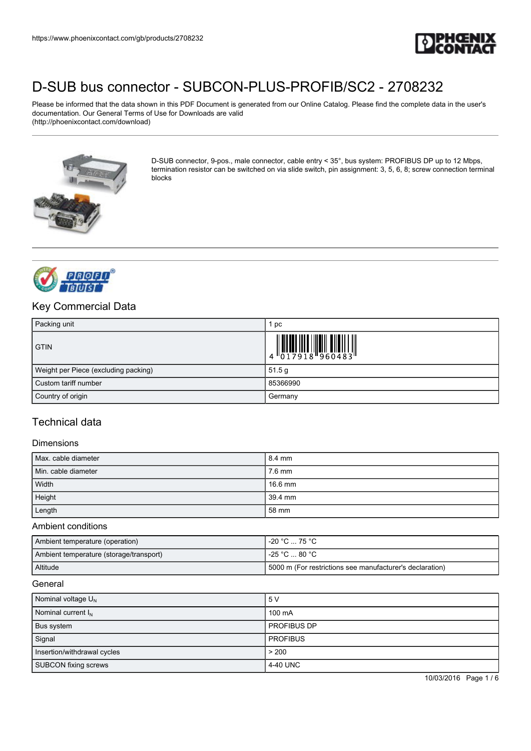https://www.phoenixcontact.com/gb/products/2708232

# D-SUB bus connector - SUBCON-PLUS-PROFIB/SC2 - 2708232

Please be informed that the data shown in this PDF Document is generated from our Online Catalog. Please find the complete data in the user's documentation. Our General Terms of Use for Downloads are valid (http://phoenixcontact.com/download)

D-SUB connector, 9-pos., male connector, cable entry < 35°, bus system: PROFIBUS DP up to 12 Mbps, termination resistor can be switched on via slide switch, pin assignment: 3, 5, 6, 8; screw connection terminal blocks

## Key Commercial Data

| | |
|---|---|
| Packing unit | 1 pc |
| GTIN | 4 017918 960483 |
| Weight per Piece (excluding packing) | 51.5 g |
| Custom tariff number | 85366990 |
| Country of origin | Germany |

## Technical data

### Dimensions

| | |
|---|---|
| Max. cable diameter | 8.4 mm |
| Min. cable diameter | 7.6 mm |
| Width | 16.6 mm |
| Height | 39.4 mm |
| Length | 58 mm |

### Ambient conditions

| | |
|---|---|
| Ambient temperature (operation) | -20 °C ... 75 °C |
| Ambient temperature (storage/transport) | -25 °C ... 80 °C |
| Altitude | 5000 m (For restrictions see manufacturer's declaration) |

### General

| | |
|---|---|
| Nominal voltage $U_N$ | 5 V |
| Nominal current $I_N$ | 100 mA |
| Bus system | PROFIBUS DP |
| Signal | PROFIBUS |
| Insertion/withdrawal cycles | > 200 |
| SUBCON fixing screws | 4-40 UNC |

10/03/2016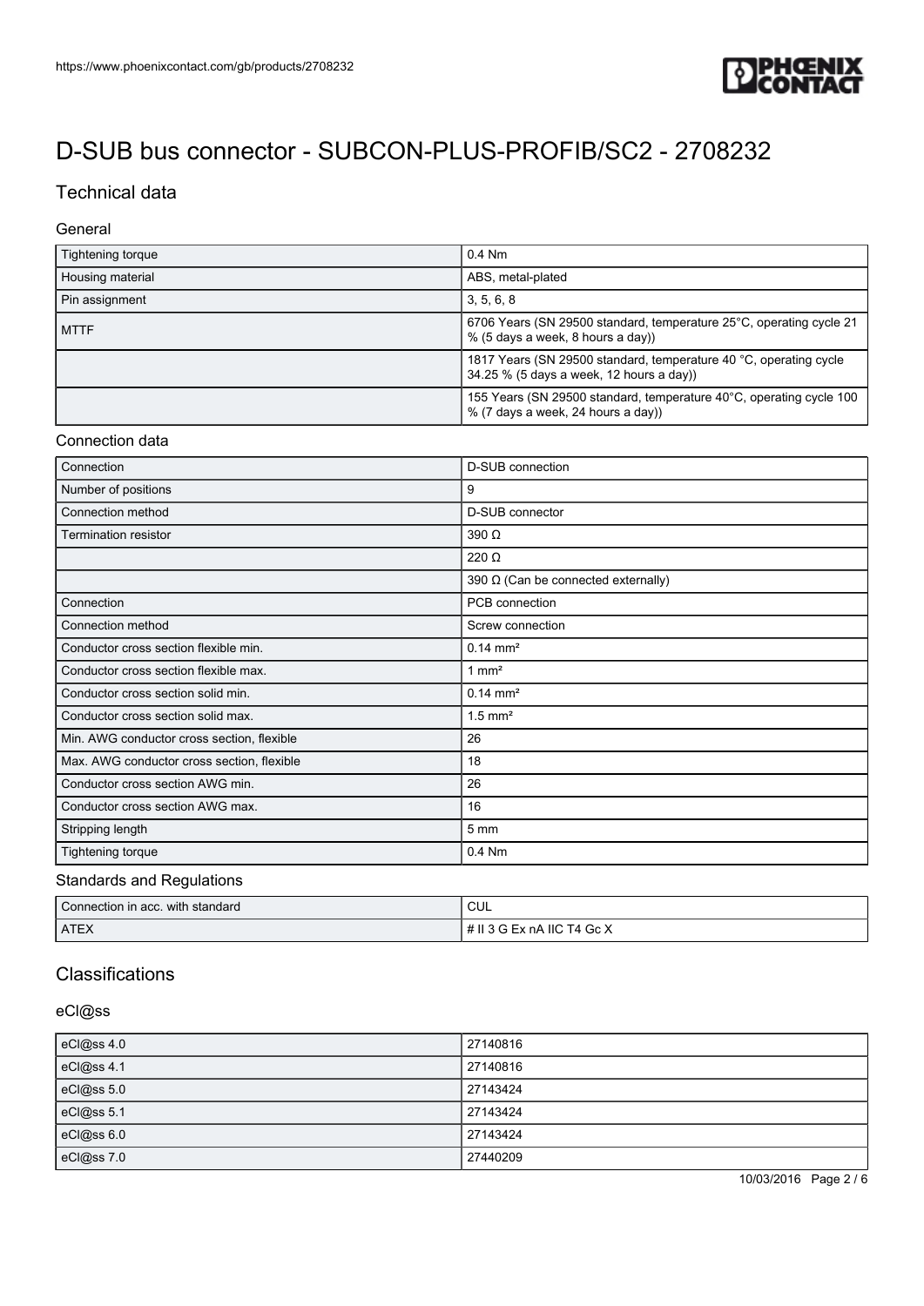# D-SUB bus connector - SUBCON-PLUS-PROFIB/SC2 - 2708232

## Technical data

### General

| | |
|---|---|
| Tightening torque | 0.4 Nm |
| Housing material | ABS, metal-plated |
| Pin assignment | 3, 5, 6, 8 |
| MTTF | 6706 Years (SN 29500 standard, temperature 25°C, operating cycle 21 % (5 days a week, 8 hours a day)) |
| | 1817 Years (SN 29500 standard, temperature 40 °C, operating cycle 34.25 % (5 days a week, 12 hours a day)) |
| | 155 Years (SN 29500 standard, temperature 40°C, operating cycle 100 % (7 days a week, 24 hours a day)) |

### Connection data

| | |
|---|---|
| Connection | D-SUB connection |
| Number of positions | 9 |
| Connection method | D-SUB connector |
| Termination resistor | 390 Ω |
| | 220 Ω |
| | 390 Ω (Can be connected externally) |
| Connection | PCB connection |
| Connection method | Screw connection |
| Conductor cross section flexible min. | 0.14 mm² |
| Conductor cross section flexible max. | 1 mm² |
| Conductor cross section solid min. | 0.14 mm² |
| Conductor cross section solid max. | 1.5 mm² |
| Min. AWG conductor cross section, flexible | 26 |
| Max. AWG conductor cross section, flexible | 18 |
| Conductor cross section AWG min. | 26 |
| Conductor cross section AWG max. | 16 |
| Stripping length | 5 mm |
| Tightening torque | 0.4 Nm |

### Standards and Regulations

| | |
|---|---|
| Connection in acc. with standard | CUL |
| ATEX | # II 3 G Ex nA IIC T4 Gc X |

## Classifications

### eCl@ss

| | |
|---|---|
| eCl@ss 4.0 | 27140816 |
| eCl@ss 4.1 | 27140816 |
| eCl@ss 5.0 | 27143424 |
| eCl@ss 5.1 | 27143424 |
| eCl@ss 6.0 | 27143424 |
| eCl@ss 7.0 | 27440209 |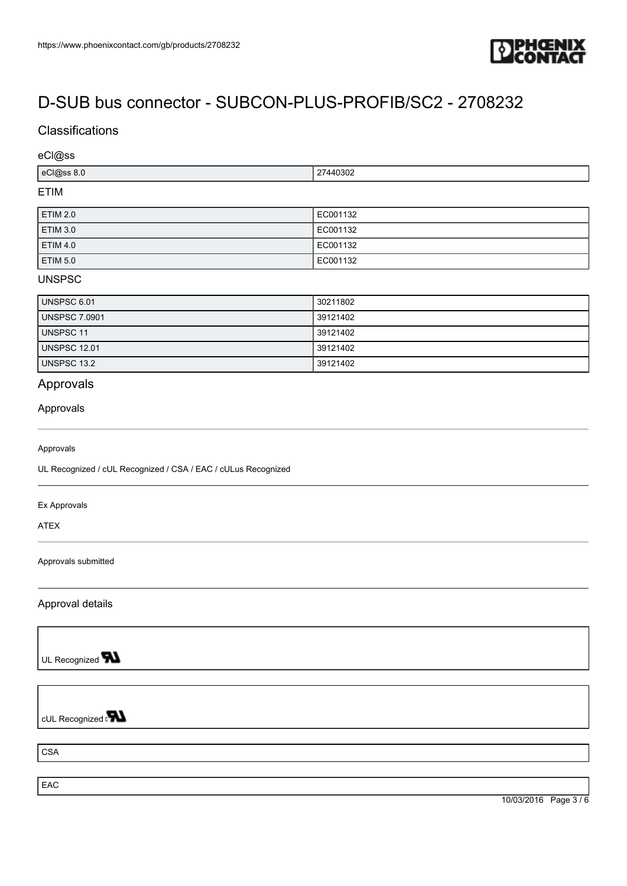# D-SUB bus connector - SUBCON-PLUS-PROFIB/SC2 - 2708232

## Classifications

### eCl@ss

| | |
|---|---|
| eCl@ss 8.0 | 27440302 |

### ETIM

| | |
|---|---|
| ETIM 2.0 | EC001132 |
| ETIM 3.0 | EC001132 |
| ETIM 4.0 | EC001132 |
| ETIM 5.0 | EC001132 |

### UNSPSC

| | |
|---|---|
| UNSPSC 6.01 | 30211802 |
| UNSPSC 7.0901 | 39121402 |
| UNSPSC 11 | 39121402 |
| UNSPSC 12.01 | 39121402 |
| UNSPSC 13.2 | 39121402 |

## Approvals

### Approvals

Approvals

UL Recognized / cUL Recognized / CSA / EAC / cULus Recognized

Ex Approvals

ATEX

Approvals submitted

### Approval details

UL Recognized

cUL Recognized

CSA

EAC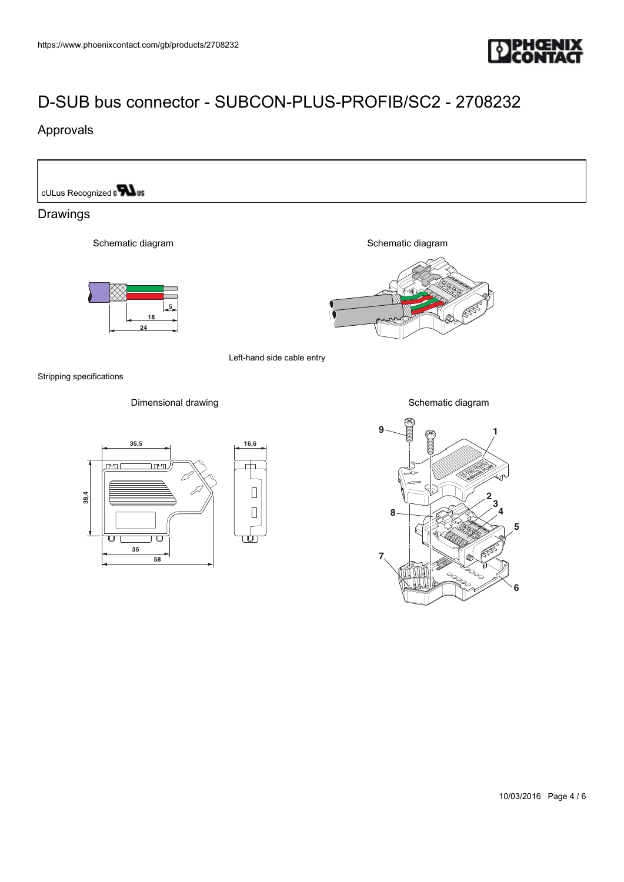# D-SUB bus connector - SUBCON-PLUS-PROFIB/SC2 - 2708232

## Approvals

cULus Recognized

## Drawings

Schematic diagram

Stripping specifications

Schematic diagram

Left-hand side cable entry

Dimensional drawing

Schematic diagram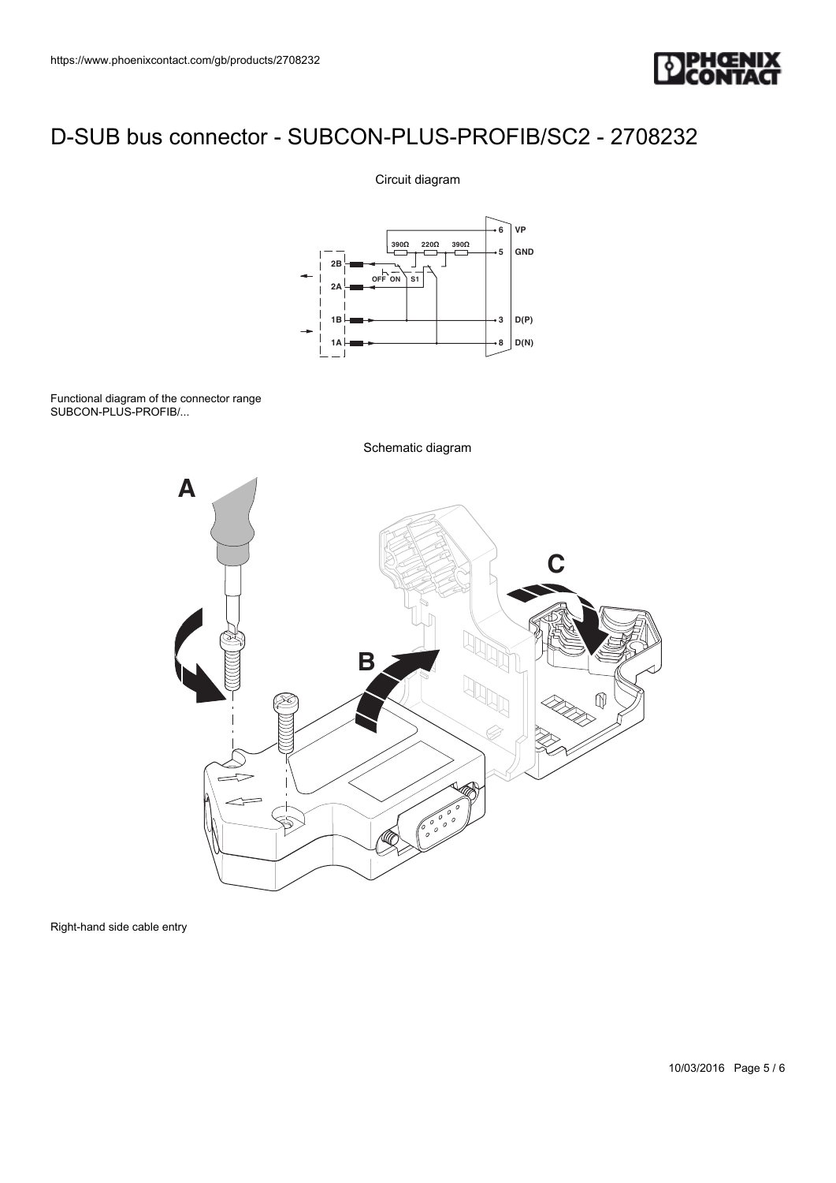# D-SUB bus connector - SUBCON-PLUS-PROFIB/SC2 - 2708232

Circuit diagram

Functional diagram of the connector range SUBCON-PLUS-PROFIB/...

Schematic diagram

Right-hand side cable entry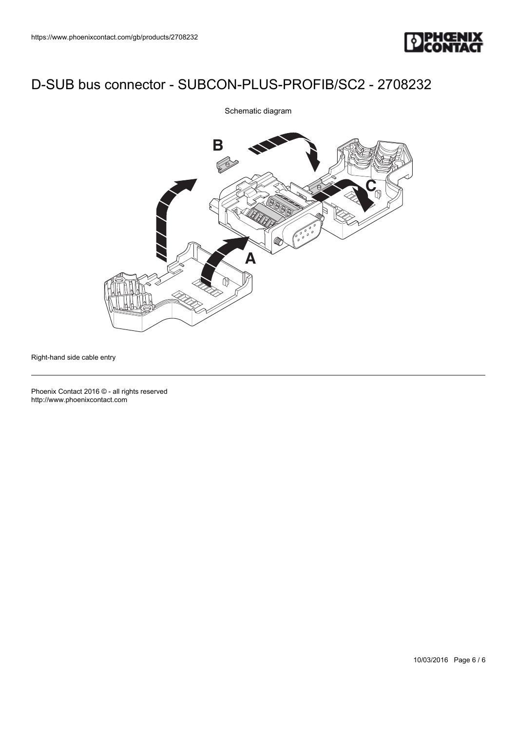# D-SUB bus connector - SUBCON-PLUS-PROFIB/SC2 - 2708232

Schematic diagram

B

C

A

Right-hand side cable entry

Phoenix Contact 2016 © - all rights reserved
http://www.phoenixcontact.com